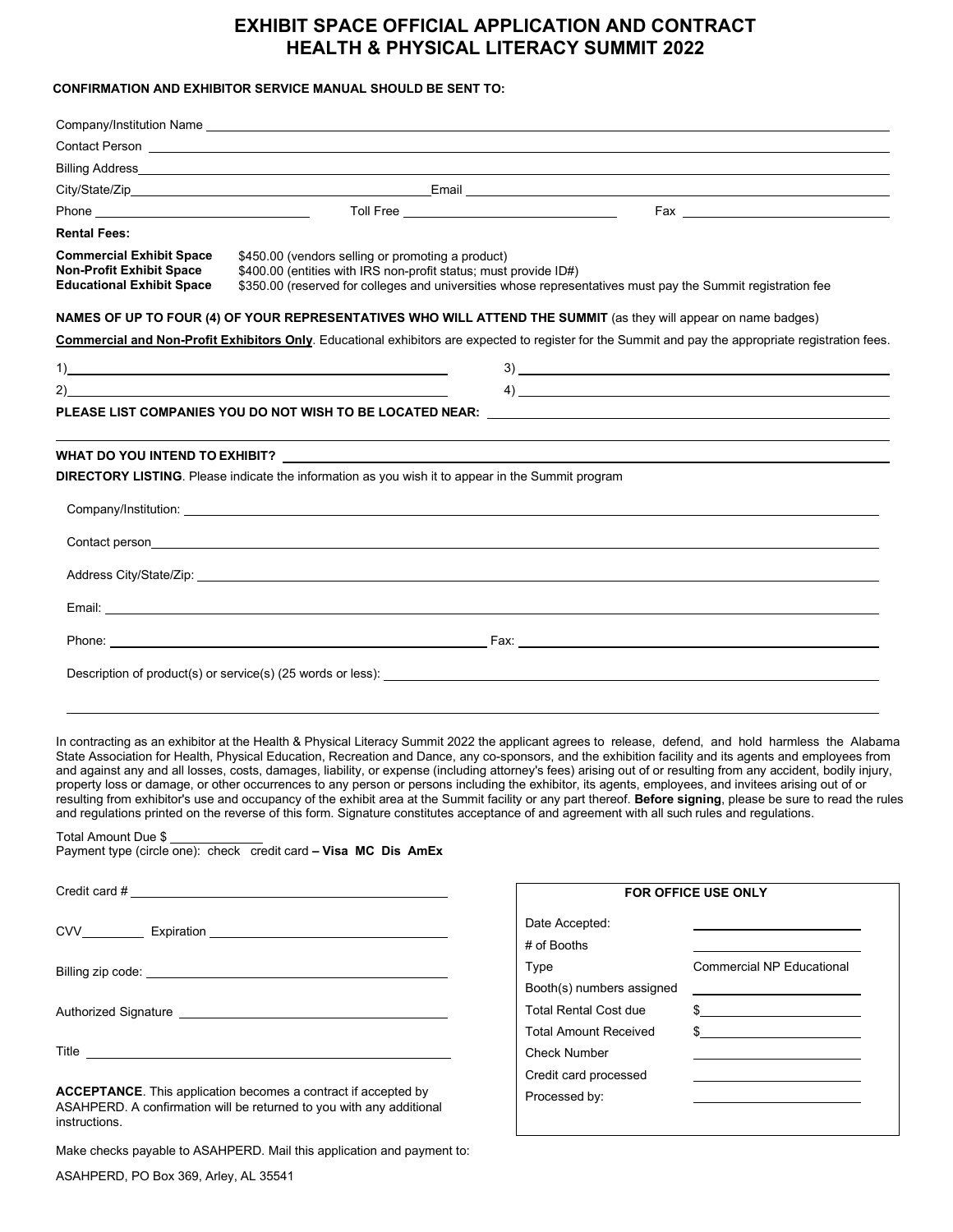# EXHIBIT SPACE OFFICIAL APPLICATION AND CONTRACT
# HEALTH & PHYSICAL LITERACY SUMMIT 2022

**CONFIRMATION AND EXHIBITOR SERVICE MANUAL SHOULD BE SENT TO:**

Company/Institution Name ______________________________

Contact Person ______________________________

Billing Address ______________________________

City/State/Zip ______________________________ Email ______________________________

Phone ______________ Toll Free ______________ Fax ______________

**Rental Fees:**

**Commercial Exhibit Space** $450.00 (vendors selling or promoting a product)
**Non-Profit Exhibit Space** $400.00 (entities with IRS non-profit status; must provide ID#)
**Educational Exhibit Space** $350.00 (reserved for colleges and universities whose representatives must pay the Summit registration fee

**NAMES OF UP TO FOUR (4) OF YOUR REPRESENTATIVES WHO WILL ATTEND THE SUMMIT** (as they will appear on name badges)

**Commercial and Non-Profit Exhibitors Only**. Educational exhibitors are expected to register for the Summit and pay the appropriate registration fees.

1) ______________________________ 3) ______________________________

2) ______________________________ 4) ______________________________

**PLEASE LIST COMPANIES YOU DO NOT WISH TO BE LOCATED NEAR:** ______________________________

**WHAT DO YOU INTEND TO EXHIBIT?** ______________________________

**DIRECTORY LISTING**. Please indicate the information as you wish it to appear in the Summit program

Company/Institution: ______________________________

Contact person ______________________________

Address City/State/Zip: ______________________________

Email: ______________________________

Phone: ______________________________ Fax: ______________________________

Description of product(s) or service(s) (25 words or less): ______________________________

In contracting as an exhibitor at the Health & Physical Literacy Summit 2022 the applicant agrees to release, defend, and hold harmless the Alabama State Association for Health, Physical Education, Recreation and Dance, any co-sponsors, and the exhibition facility and its agents and employees from and against any and all losses, costs, damages, liability, or expense (including attorney's fees) arising out of or resulting from any accident, bodily injury, property loss or damage, or other occurrences to any person or persons including the exhibitor, its agents, employees, and invitees arising out of or resulting from exhibitor's use and occupancy of the exhibit area at the Summit facility or any part thereof. **Before signing**, please be sure to read the rules and regulations printed on the reverse of this form. Signature constitutes acceptance of and agreement with all such rules and regulations.

Total Amount Due $ ____________
Payment type (circle one): check credit card **– Visa MC Dis AmEx**

Credit card # ______________________________

CVV ________ Expiration ______________________________

Billing zip code: ______________________________

Authorized Signature ______________________________

Title ______________________________

**ACCEPTANCE**. This application becomes a contract if accepted by ASAHPERD. A confirmation will be returned to you with any additional instructions.

Make checks payable to ASAHPERD. Mail this application and payment to:

ASAHPERD, PO Box 369, Arley, AL 35541

| **FOR OFFICE USE ONLY** | |
|---|---|
| Date Accepted: | |
| # of Booths | |
| Type | Commercial NP Educational |
| Booth(s) numbers assigned | |
| Total Rental Cost due | $ |
| Total Amount Received | $ |
| Check Number | |
| Credit card processed | |
| Processed by: | |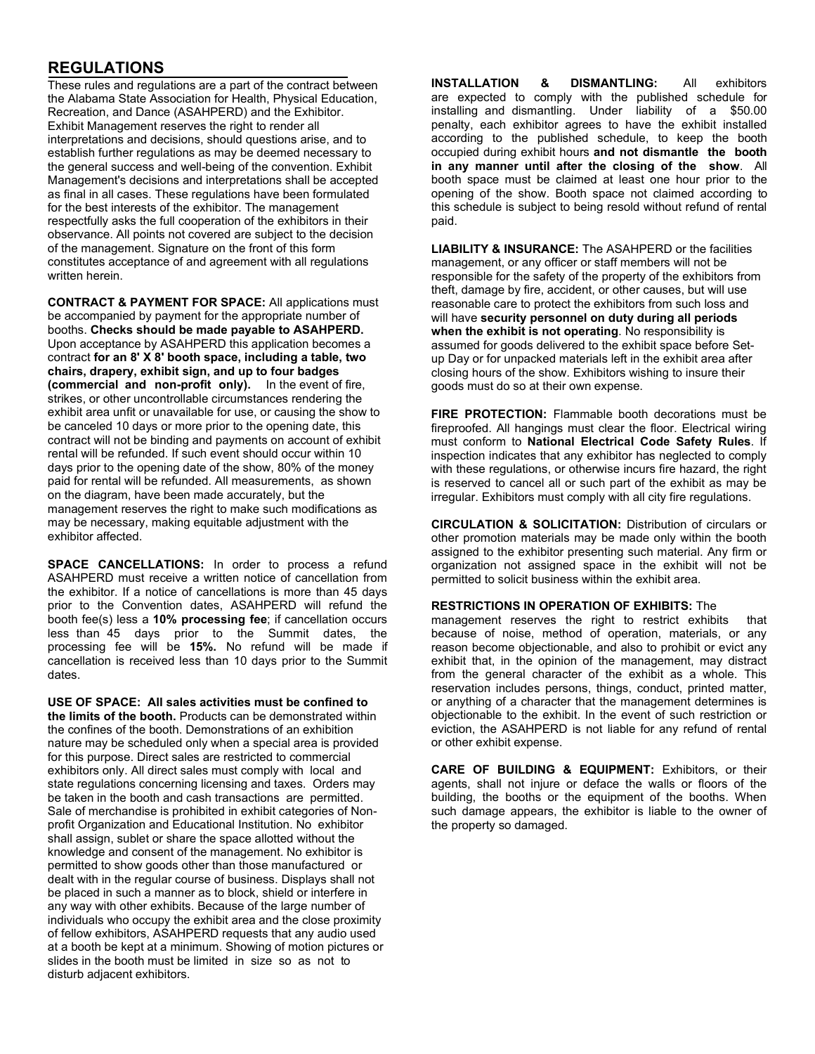## REGULATIONS

These rules and regulations are a part of the contract between the Alabama State Association for Health, Physical Education, Recreation, and Dance (ASAHPERD) and the Exhibitor. Exhibit Management reserves the right to render all interpretations and decisions, should questions arise, and to establish further regulations as may be deemed necessary to the general success and well-being of the convention. Exhibit Management's decisions and interpretations shall be accepted as final in all cases. These regulations have been formulated for the best interests of the exhibitor. The management respectfully asks the full cooperation of the exhibitors in their observance. All points not covered are subject to the decision of the management. Signature on the front of this form constitutes acceptance of and agreement with all regulations written herein.

**CONTRACT & PAYMENT FOR SPACE:** All applications must be accompanied by payment for the appropriate number of booths. **Checks should be made payable to ASAHPERD.** Upon acceptance by ASAHPERD this application becomes a contract **for an 8' X 8' booth space, including a table, two chairs, drapery, exhibit sign, and up to four badges (commercial and non-profit only).** In the event of fire, strikes, or other uncontrollable circumstances rendering the exhibit area unfit or unavailable for use, or causing the show to be canceled 10 days or more prior to the opening date, this contract will not be binding and payments on account of exhibit rental will be refunded. If such event should occur within 10 days prior to the opening date of the show, 80% of the money paid for rental will be refunded. All measurements, as shown on the diagram, have been made accurately, but the management reserves the right to make such modifications as may be necessary, making equitable adjustment with the exhibitor affected.

**SPACE CANCELLATIONS:** In order to process a refund ASAHPERD must receive a written notice of cancellation from the exhibitor. If a notice of cancellations is more than 45 days prior to the Convention dates, ASAHPERD will refund the booth fee(s) less a **10% processing fee**; if cancellation occurs less than 45 days prior to the Summit dates, the processing fee will be **15%.** No refund will be made if cancellation is received less than 10 days prior to the Summit dates.

**USE OF SPACE: All sales activities must be confined to the limits of the booth.** Products can be demonstrated within the confines of the booth. Demonstrations of an exhibition nature may be scheduled only when a special area is provided for this purpose. Direct sales are restricted to commercial exhibitors only. All direct sales must comply with local and state regulations concerning licensing and taxes. Orders may be taken in the booth and cash transactions are permitted. Sale of merchandise is prohibited in exhibit categories of Non-profit Organization and Educational Institution. No exhibitor shall assign, sublet or share the space allotted without the knowledge and consent of the management. No exhibitor is permitted to show goods other than those manufactured or dealt with in the regular course of business. Displays shall not be placed in such a manner as to block, shield or interfere in any way with other exhibits. Because of the large number of individuals who occupy the exhibit area and the close proximity of fellow exhibitors, ASAHPERD requests that any audio used at a booth be kept at a minimum. Showing of motion pictures or slides in the booth must be limited in size so as not to disturb adjacent exhibitors.

**INSTALLATION & DISMANTLING:** All exhibitors are expected to comply with the published schedule for installing and dismantling. Under liability of a $50.00 penalty, each exhibitor agrees to have the exhibit installed according to the published schedule, to keep the booth occupied during exhibit hours **and not dismantle the booth in any manner until after the closing of the show**. All booth space must be claimed at least one hour prior to the opening of the show. Booth space not claimed according to this schedule is subject to being resold without refund of rental paid.

**LIABILITY & INSURANCE:** The ASAHPERD or the facilities management, or any officer or staff members will not be responsible for the safety of the property of the exhibitors from theft, damage by fire, accident, or other causes, but will use reasonable care to protect the exhibitors from such loss and will have **security personnel on duty during all periods when the exhibit is not operating**. No responsibility is assumed for goods delivered to the exhibit space before Set-up Day or for unpacked materials left in the exhibit area after closing hours of the show. Exhibitors wishing to insure their goods must do so at their own expense.

**FIRE PROTECTION:** Flammable booth decorations must be fireproofed. All hangings must clear the floor. Electrical wiring must conform to **National Electrical Code Safety Rules**. If inspection indicates that any exhibitor has neglected to comply with these regulations, or otherwise incurs fire hazard, the right is reserved to cancel all or such part of the exhibit as may be irregular. Exhibitors must comply with all city fire regulations.

**CIRCULATION & SOLICITATION:** Distribution of circulars or other promotion materials may be made only within the booth assigned to the exhibitor presenting such material. Any firm or organization not assigned space in the exhibit will not be permitted to solicit business within the exhibit area.

**RESTRICTIONS IN OPERATION OF EXHIBITS:** The management reserves the right to restrict exhibits that because of noise, method of operation, materials, or any reason become objectionable, and also to prohibit or evict any exhibit that, in the opinion of the management, may distract from the general character of the exhibit as a whole. This reservation includes persons, things, conduct, printed matter, or anything of a character that the management determines is objectionable to the exhibit. In the event of such restriction or eviction, the ASAHPERD is not liable for any refund of rental or other exhibit expense.

**CARE OF BUILDING & EQUIPMENT:** Exhibitors, or their agents, shall not injure or deface the walls or floors of the building, the booths or the equipment of the booths. When such damage appears, the exhibitor is liable to the owner of the property so damaged.